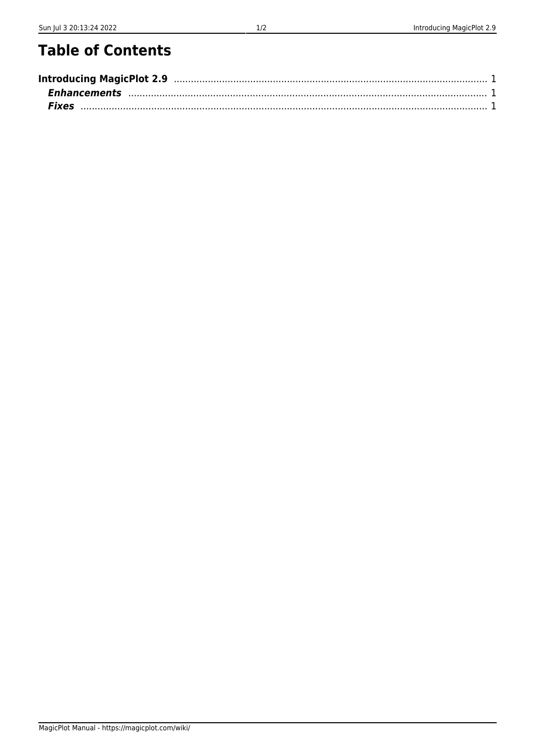# Table of Contents

**Introducing MagicPlot 2.9** ........................................................................................................ 1

***Enhancements*** ........................................................................................................ 1

***Fixes*** ........................................................................................................ 1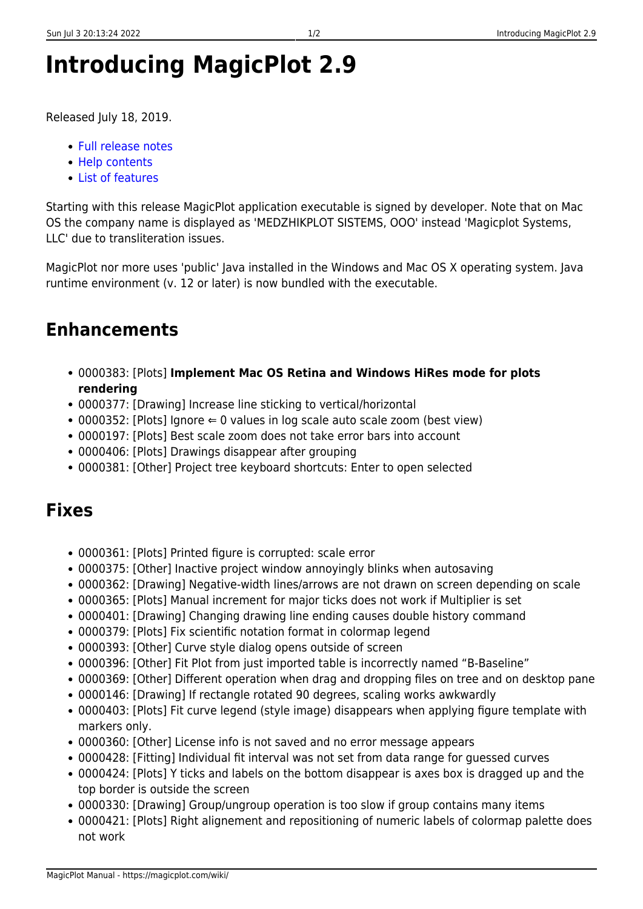# Introducing MagicPlot 2.9

Released July 18, 2019.

- Full release notes
- Help contents
- List of features

Starting with this release MagicPlot application executable is signed by developer. Note that on Mac OS the company name is displayed as 'MEDZHIKPLOT SISTEMS, OOO' instead 'Magicplot Systems, LLC' due to transliteration issues.

MagicPlot nor more uses 'public' Java installed in the Windows and Mac OS X operating system. Java runtime environment (v. 12 or later) is now bundled with the executable.

## Enhancements

- 0000383: [Plots] **Implement Mac OS Retina and Windows HiRes mode for plots rendering**
- 0000377: [Drawing] Increase line sticking to vertical/horizontal
- 0000352: [Plots] Ignore ⇐ 0 values in log scale auto scale zoom (best view)
- 0000197: [Plots] Best scale zoom does not take error bars into account
- 0000406: [Plots] Drawings disappear after grouping
- 0000381: [Other] Project tree keyboard shortcuts: Enter to open selected

## Fixes

- 0000361: [Plots] Printed figure is corrupted: scale error
- 0000375: [Other] Inactive project window annoyingly blinks when autosaving
- 0000362: [Drawing] Negative-width lines/arrows are not drawn on screen depending on scale
- 0000365: [Plots] Manual increment for major ticks does not work if Multiplier is set
- 0000401: [Drawing] Changing drawing line ending causes double history command
- 0000379: [Plots] Fix scientific notation format in colormap legend
- 0000393: [Other] Curve style dialog opens outside of screen
- 0000396: [Other] Fit Plot from just imported table is incorrectly named “B-Baseline”
- 0000369: [Other] Different operation when drag and dropping files on tree and on desktop pane
- 0000146: [Drawing] If rectangle rotated 90 degrees, scaling works awkwardly
- 0000403: [Plots] Fit curve legend (style image) disappears when applying figure template with markers only.
- 0000360: [Other] License info is not saved and no error message appears
- 0000428: [Fitting] Individual fit interval was not set from data range for guessed curves
- 0000424: [Plots] Y ticks and labels on the bottom disappear is axes box is dragged up and the top border is outside the screen
- 0000330: [Drawing] Group/ungroup operation is too slow if group contains many items
- 0000421: [Plots] Right alignement and repositioning of numeric labels of colormap palette does not work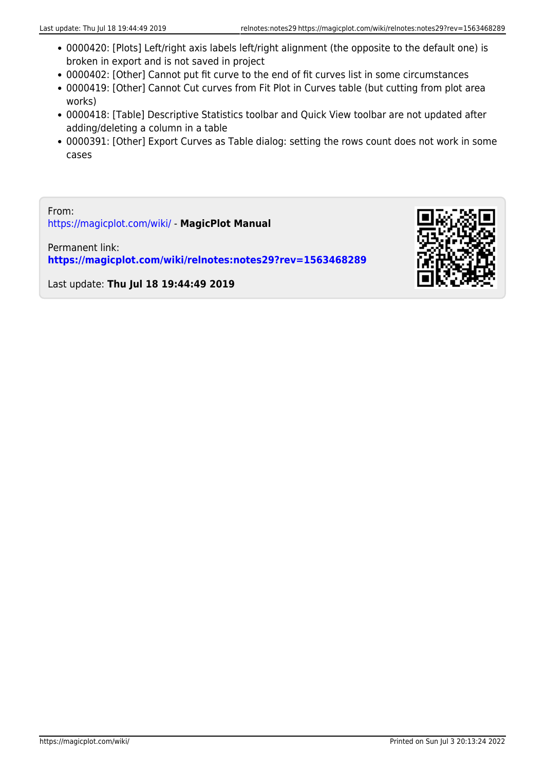- 0000420: [Plots] Left/right axis labels left/right alignment (the opposite to the default one) is broken in export and is not saved in project
- 0000402: [Other] Cannot put fit curve to the end of fit curves list in some circumstances
- 0000419: [Other] Cannot Cut curves from Fit Plot in Curves table (but cutting from plot area works)
- 0000418: [Table] Descriptive Statistics toolbar and Quick View toolbar are not updated after adding/deleting a column in a table
- 0000391: [Other] Export Curves as Table dialog: setting the rows count does not work in some cases

From:
https://magicplot.com/wiki/ - **MagicPlot Manual**

Permanent link:
**https://magicplot.com/wiki/relnotes:notes29?rev=1563468289**

Last update: **Thu Jul 18 19:44:49 2019**